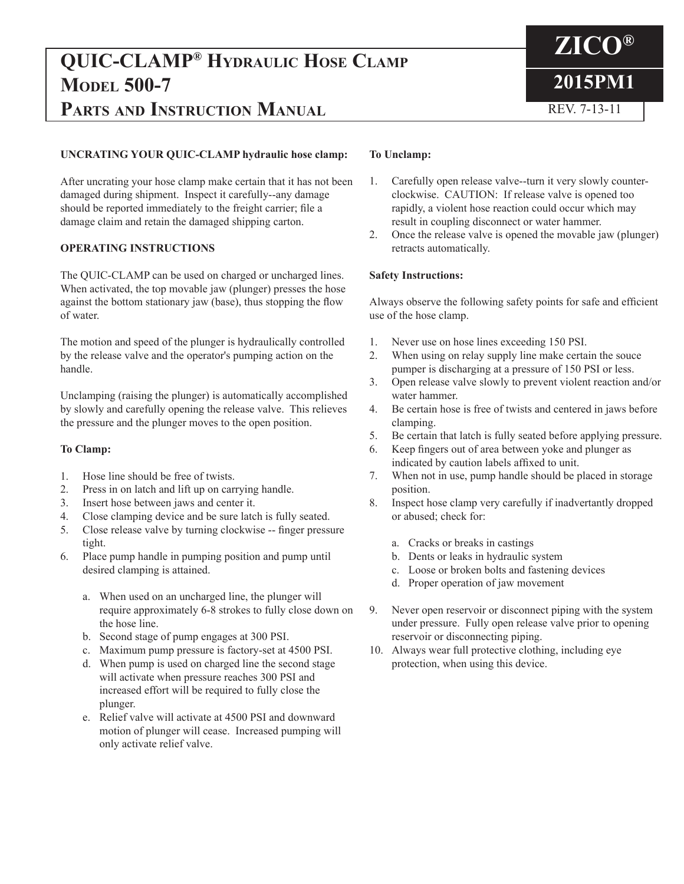# QUIC-CLAMP® Hydraulic Hose Clamp Model 500-7 Parts and Instruction Manual

**ZICO®**

**2015PM1**

REV. 7-13-11

**UNCRATING YOUR QUIC-CLAMP hydraulic hose clamp:**

After uncrating your hose clamp make certain that it has not been damaged during shipment. Inspect it carefully--any damage should be reported immediately to the freight carrier; file a damage claim and retain the damaged shipping carton.

**OPERATING INSTRUCTIONS**

The QUIC-CLAMP can be used on charged or uncharged lines. When activated, the top movable jaw (plunger) presses the hose against the bottom stationary jaw (base), thus stopping the flow of water.

The motion and speed of the plunger is hydraulically controlled by the release valve and the operator's pumping action on the handle.

Unclamping (raising the plunger) is automatically accomplished by slowly and carefully opening the release valve. This relieves the pressure and the plunger moves to the open position.

**To Clamp:**

1. Hose line should be free of twists.
2. Press in on latch and lift up on carrying handle.
3. Insert hose between jaws and center it.
4. Close clamping device and be sure latch is fully seated.
5. Close release valve by turning clockwise -- finger pressure tight.
6. Place pump handle in pumping position and pump until desired clamping is attained.

   a. When used on an uncharged line, the plunger will require approximately 6-8 strokes to fully close down on the hose line.
   b. Second stage of pump engages at 300 PSI.
   c. Maximum pump pressure is factory-set at 4500 PSI.
   d. When pump is used on charged line the second stage will activate when pressure reaches 300 PSI and increased effort will be required to fully close the plunger.
   e. Relief valve will activate at 4500 PSI and downward motion of plunger will cease. Increased pumping will only activate relief valve.

**To Unclamp:**

1. Carefully open release valve--turn it very slowly counter-clockwise. CAUTION: If release valve is opened too rapidly, a violent hose reaction could occur which may result in coupling disconnect or water hammer.
2. Once the release valve is opened the movable jaw (plunger) retracts automatically.

**Safety Instructions:**

Always observe the following safety points for safe and efficient use of the hose clamp.

1. Never use on hose lines exceeding 150 PSI.
2. When using on relay supply line make certain the souce pumper is discharging at a pressure of 150 PSI or less.
3. Open release valve slowly to prevent violent reaction and/or water hammer.
4. Be certain hose is free of twists and centered in jaws before clamping.
5. Be certain that latch is fully seated before applying pressure.
6. Keep fingers out of area between yoke and plunger as indicated by caution labels affixed to unit.
7. When not in use, pump handle should be placed in storage position.
8. Inspect hose clamp very carefully if inadvertantly dropped or abused; check for:

   a. Cracks or breaks in castings
   b. Dents or leaks in hydraulic system
   c. Loose or broken bolts and fastening devices
   d. Proper operation of jaw movement

9. Never open reservoir or disconnect piping with the system under pressure. Fully open release valve prior to opening reservoir or disconnecting piping.
10. Always wear full protective clothing, including eye protection, when using this device.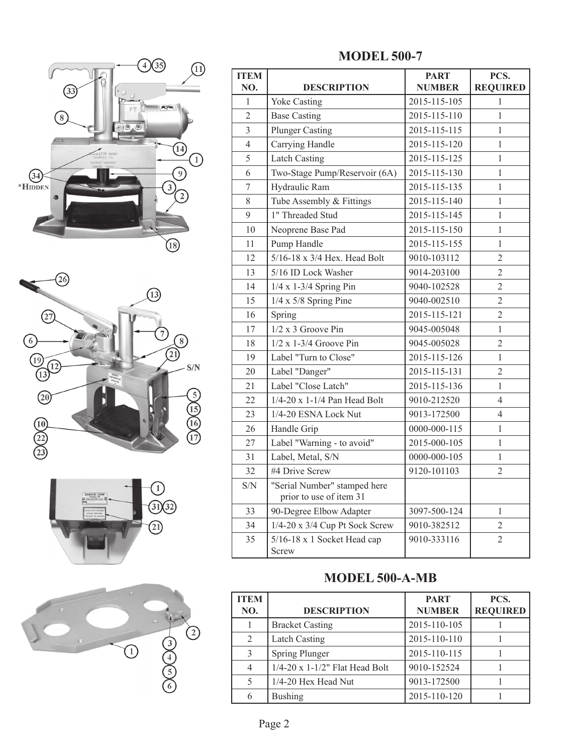## MODEL 500-7

| ITEM NO. | DESCRIPTION | PART NUMBER | PCS. REQUIRED |
|---|---|---|---|
| 1 | Yoke Casting | 2015-115-105 | 1 |
| 2 | Base Casting | 2015-115-110 | 1 |
| 3 | Plunger Casting | 2015-115-115 | 1 |
| 4 | Carrying Handle | 2015-115-120 | 1 |
| 5 | Latch Casting | 2015-115-125 | 1 |
| 6 | Two-Stage Pump/Reservoir (6A) | 2015-115-130 | 1 |
| 7 | Hydraulic Ram | 2015-115-135 | 1 |
| 8 | Tube Assembly & Fittings | 2015-115-140 | 1 |
| 9 | 1" Threaded Stud | 2015-115-145 | 1 |
| 10 | Neoprene Base Pad | 2015-115-150 | 1 |
| 11 | Pump Handle | 2015-115-155 | 1 |
| 12 | 5/16-18 x 3/4 Hex. Head Bolt | 9010-103112 | 2 |
| 13 | 5/16 ID Lock Washer | 9014-203100 | 2 |
| 14 | 1/4 x 1-3/4 Spring Pin | 9040-102528 | 2 |
| 15 | 1/4 x 5/8 Spring Pine | 9040-002510 | 2 |
| 16 | Spring | 2015-115-121 | 2 |
| 17 | 1/2 x 3 Groove Pin | 9045-005048 | 1 |
| 18 | 1/2 x 1-3/4 Groove Pin | 9045-005028 | 2 |
| 19 | Label "Turn to Close" | 2015-115-126 | 1 |
| 20 | Label "Danger" | 2015-115-131 | 2 |
| 21 | Label "Close Latch" | 2015-115-136 | 1 |
| 22 | 1/4-20 x 1-1/4 Pan Head Bolt | 9010-212520 | 4 |
| 23 | 1/4-20 ESNA Lock Nut | 9013-172500 | 4 |
| 26 | Handle Grip | 0000-000-115 | 1 |
| 27 | Label "Warning - to avoid" | 2015-000-105 | 1 |
| 31 | Label, Metal, S/N | 0000-000-105 | 1 |
| 32 | #4 Drive Screw | 9120-101103 | 2 |
| S/N | "Serial Number" stamped here prior to use of item 31 | | |
| 33 | 90-Degree Elbow Adapter | 3097-500-124 | 1 |
| 34 | 1/4-20 x 3/4 Cup Pt Sock Screw | 9010-382512 | 2 |
| 35 | 5/16-18 x 1 Socket Head cap Screw | 9010-333116 | 2 |

## MODEL 500-A-MB

| ITEM NO. | DESCRIPTION | PART NUMBER | PCS. REQUIRED |
|---|---|---|---|
| 1 | Bracket Casting | 2015-110-105 | 1 |
| 2 | Latch Casting | 2015-110-110 | 1 |
| 3 | Spring Plunger | 2015-110-115 | 1 |
| 4 | 1/4-20 x 1-1/2" Flat Head Bolt | 9010-152524 | 1 |
| 5 | 1/4-20 Hex Head Nut | 9013-172500 | 1 |
| 6 | Bushing | 2015-110-120 | 1 |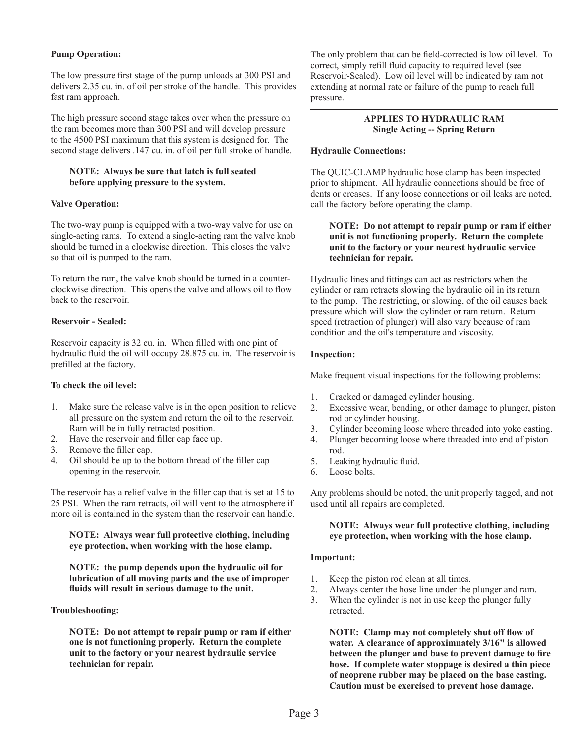**Pump Operation:**

The low pressure first stage of the pump unloads at 300 PSI and delivers 2.35 cu. in. of oil per stroke of the handle. This provides fast ram approach.

The high pressure second stage takes over when the pressure on the ram becomes more than 300 PSI and will develop pressure to the 4500 PSI maximum that this system is designed for. The second stage delivers .147 cu. in. of oil per full stroke of handle.

> **NOTE: Always be sure that latch is full seated before applying pressure to the system.**

**Valve Operation:**

The two-way pump is equipped with a two-way valve for use on single-acting rams. To extend a single-acting ram the valve knob should be turned in a clockwise direction. This closes the valve so that oil is pumped to the ram.

To return the ram, the valve knob should be turned in a counter-clockwise direction. This opens the valve and allows oil to flow back to the reservoir.

**Reservoir - Sealed:**

Reservoir capacity is 32 cu. in. When filled with one pint of hydraulic fluid the oil will occupy 28.875 cu. in. The reservoir is prefilled at the factory.

**To check the oil level:**

1. Make sure the release valve is in the open position to relieve all pressure on the system and return the oil to the reservoir. Ram will be in fully retracted position.
2. Have the reservoir and filler cap face up.
3. Remove the filler cap.
4. Oil should be up to the bottom thread of the filler cap opening in the reservoir.

The reservoir has a relief valve in the filler cap that is set at 15 to 25 PSI. When the ram retracts, oil will vent to the atmosphere if more oil is contained in the system than the reservoir can handle.

> **NOTE: Always wear full protective clothing, including eye protection, when working with the hose clamp.**

> **NOTE: the pump depends upon the hydraulic oil for lubrication of all moving parts and the use of improper fluids will result in serious damage to the unit.**

**Troubleshooting:**

> **NOTE: Do not attempt to repair pump or ram if either one is not functioning properly. Return the complete unit to the factory or your nearest hydraulic service technician for repair.**

The only problem that can be field-corrected is low oil level. To correct, simply refill fluid capacity to required level (see Reservoir-Sealed). Low oil level will be indicated by ram not extending at normal rate or failure of the pump to reach full pressure.

---

**APPLIES TO HYDRAULIC RAM**
**Single Acting -- Spring Return**

**Hydraulic Connections:**

The QUIC-CLAMP hydraulic hose clamp has been inspected prior to shipment. All hydraulic connections should be free of dents or creases. If any loose connections or oil leaks are noted, call the factory before operating the clamp.

> **NOTE: Do not attempt to repair pump or ram if either unit is not functioning properly. Return the complete unit to the factory or your nearest hydraulic service technician for repair.**

Hydraulic lines and fittings can act as restrictors when the cylinder or ram retracts slowing the hydraulic oil in its return to the pump. The restricting, or slowing, of the oil causes back pressure which will slow the cylinder or ram return. Return speed (retraction of plunger) will also vary because of ram condition and the oil's temperature and viscosity.

**Inspection:**

Make frequent visual inspections for the following problems:

1. Cracked or damaged cylinder housing.
2. Excessive wear, bending, or other damage to plunger, piston rod or cylinder housing.
3. Cylinder becoming loose where threaded into yoke casting.
4. Plunger becoming loose where threaded into end of piston rod.
5. Leaking hydraulic fluid.
6. Loose bolts.

Any problems should be noted, the unit properly tagged, and not used until all repairs are completed.

> **NOTE: Always wear full protective clothing, including eye protection, when working with the hose clamp.**

**Important:**

1. Keep the piston rod clean at all times.
2. Always center the hose line under the plunger and ram.
3. When the cylinder is not in use keep the plunger fully retracted.

> **NOTE: Clamp may not completely shut off flow of water. A clearance of approximnately 3/16" is allowed between the plunger and base to prevent damage to fire hose. If complete water stoppage is desired a thin piece of neoprene rubber may be placed on the base casting. Caution must be exercised to prevent hose damage.**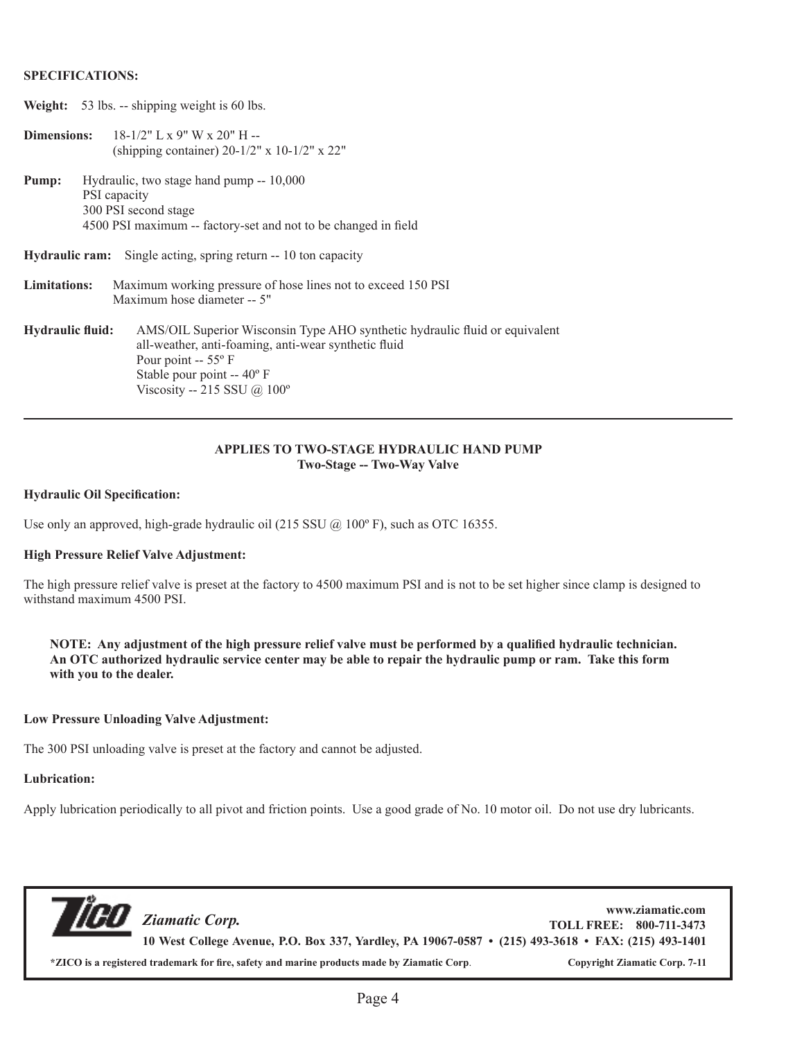**SPECIFICATIONS:**

**Weight:** 53 lbs. -- shipping weight is 60 lbs.

**Dimensions:** 18-1/2" L x 9" W x 20" H -- (shipping container) 20-1/2" x 10-1/2" x 22"

**Pump:** Hydraulic, two stage hand pump -- 10,000 PSI capacity
300 PSI second stage
4500 PSI maximum -- factory-set and not to be changed in field

**Hydraulic ram:** Single acting, spring return -- 10 ton capacity

**Limitations:** Maximum working pressure of hose lines not to exceed 150 PSI
Maximum hose diameter -- 5"

**Hydraulic fluid:** AMS/OIL Superior Wisconsin Type AHO synthetic hydraulic fluid or equivalent all-weather, anti-foaming, anti-wear synthetic fluid
Pour point -- 55º F
Stable pour point -- 40º F
Viscosity -- 215 SSU @ 100º

---

**APPLIES TO TWO-STAGE HYDRAULIC HAND PUMP**
**Two-Stage -- Two-Way Valve**

**Hydraulic Oil Specification:**

Use only an approved, high-grade hydraulic oil (215 SSU @ 100º F), such as OTC 16355.

**High Pressure Relief Valve Adjustment:**

The high pressure relief valve is preset at the factory to 4500 maximum PSI and is not to be set higher since clamp is designed to withstand maximum 4500 PSI.

**NOTE: Any adjustment of the high pressure relief valve must be performed by a qualified hydraulic technician. An OTC authorized hydraulic service center may be able to repair the hydraulic pump or ram. Take this form with you to the dealer.**

**Low Pressure Unloading Valve Adjustment:**

The 300 PSI unloading valve is preset at the factory and cannot be adjusted.

**Lubrication:**

Apply lubrication periodically to all pivot and friction points. Use a good grade of No. 10 motor oil. Do not use dry lubricants.

---

ZICO *Ziamatic Corp.*

**www.ziamatic.com**
**TOLL FREE: 800-711-3473**
**10 West College Avenue, P.O. Box 337, Yardley, PA 19067-0587 • (215) 493-3618 • FAX: (215) 493-1401**

**\*ZICO is a registered trademark for fire, safety and marine products made by Ziamatic Corp.** **Copyright Ziamatic Corp. 7-11**